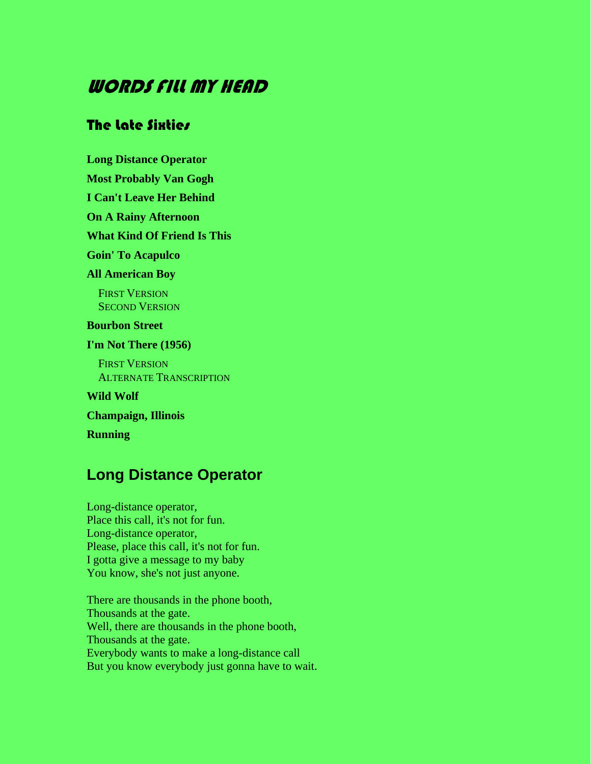# WORDS FILL MY HEAD

## The Late Sixties

**Long Distance Operator**

**Most Probably Van Gogh**

**I Can't Leave Her Behind**

**On A Rainy Afternoon**

**What Kind Of Friend Is This**

**Goin' To Acapulco**

**All American Boy**

- FIRST VERSION
- SECOND VERSION

**Bourbon Street**

**I'm Not There (1956)**

- FIRST VERSION
- ALTERNATE TRANSCRIPTION

**Wild Wolf**

**Champaign, Illinois**

**Running**

## Long Distance Operator

Long-distance operator,
Place this call, it's not for fun.
Long-distance operator,
Please, place this call, it's not for fun.
I gotta give a message to my baby
You know, she's not just anyone.

There are thousands in the phone booth,
Thousands at the gate.
Well, there are thousands in the phone booth,
Thousands at the gate.
Everybody wants to make a long-distance call
But you know everybody just gonna have to wait.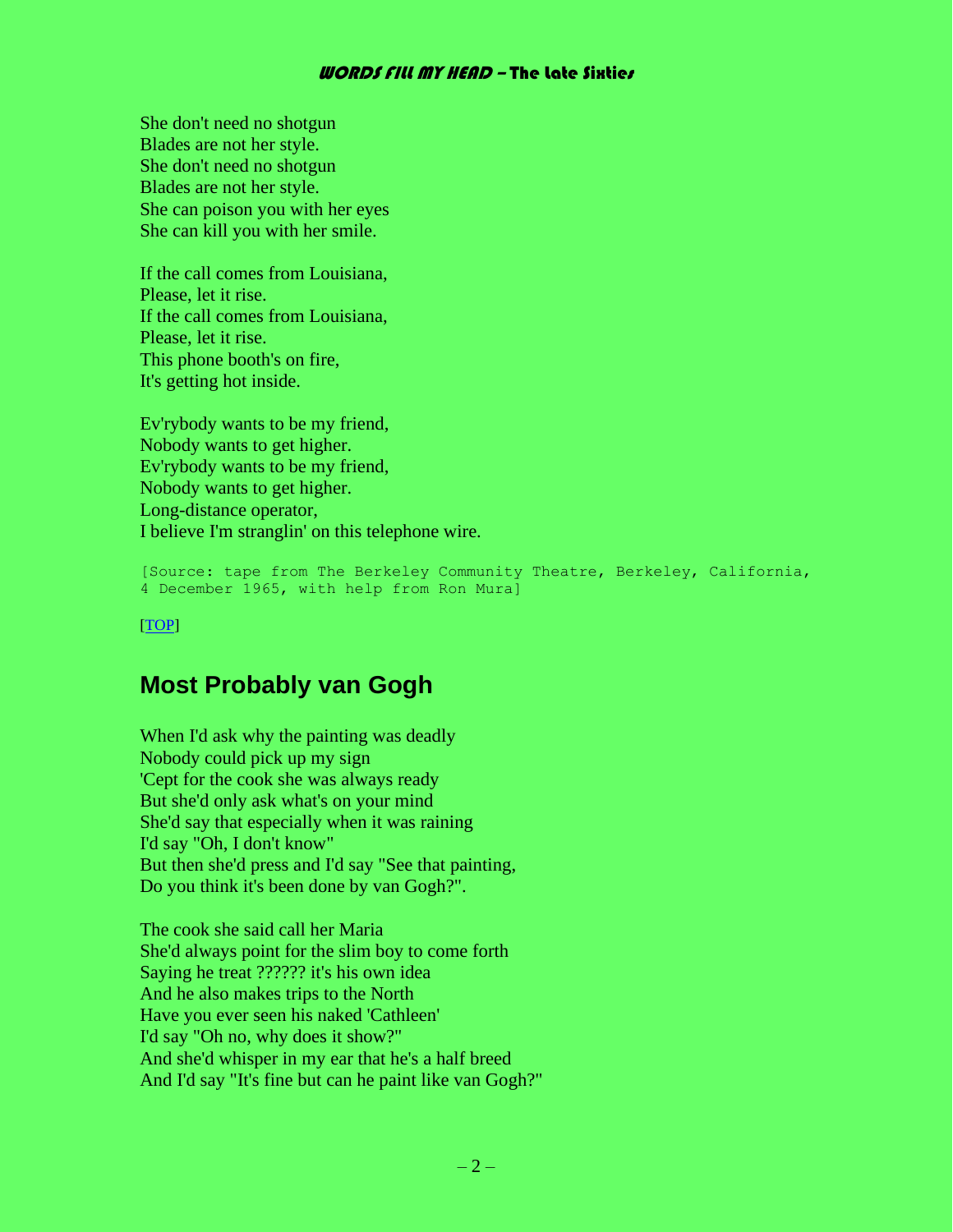She don't need no shotgun
Blades are not her style.
She don't need no shotgun
Blades are not her style.
She can poison you with her eyes
She can kill you with her smile.

If the call comes from Louisiana,
Please, let it rise.
If the call comes from Louisiana,
Please, let it rise.
This phone booth's on fire,
It's getting hot inside.

Ev'rybody wants to be my friend,
Nobody wants to get higher.
Ev'rybody wants to be my friend,
Nobody wants to get higher.
Long-distance operator,
I believe I'm stranglin' on this telephone wire.

```
[Source: tape from The Berkeley Community Theatre, Berkeley, California,
4 December 1965, with help from Ron Mura]
```

[TOP]

## Most Probably van Gogh

When I'd ask why the painting was deadly
Nobody could pick up my sign
'Cept for the cook she was always ready
But she'd only ask what's on your mind
She'd say that especially when it was raining
I'd say "Oh, I don't know"
But then she'd press and I'd say "See that painting,
Do you think it's been done by van Gogh?".

The cook she said call her Maria
She'd always point for the slim boy to come forth
Saying he treat ?????? it's his own idea
And he also makes trips to the North
Have you ever seen his naked 'Cathleen'
I'd say "Oh no, why does it show?"
And she'd whisper in my ear that he's a half breed
And I'd say "It's fine but can he paint like van Gogh?"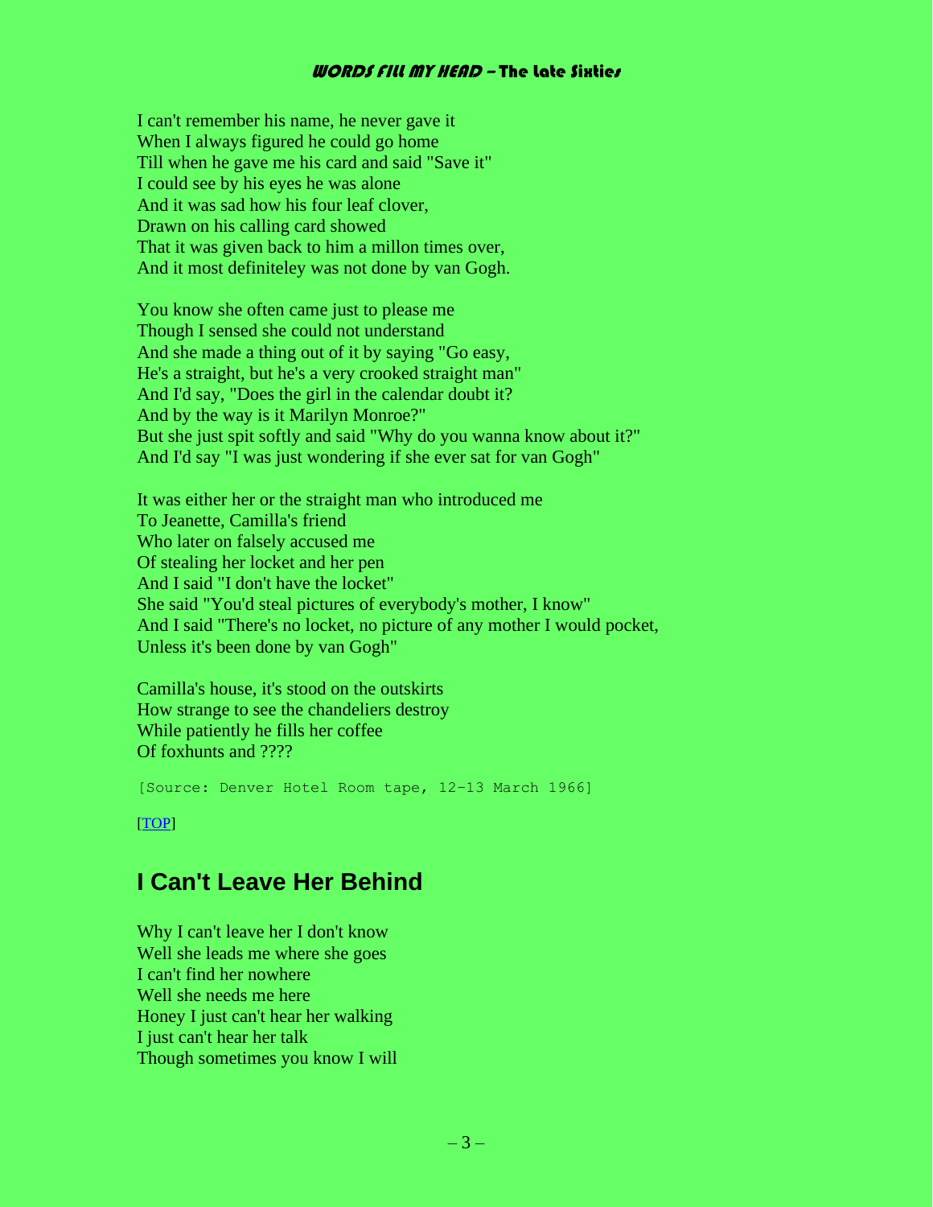I can't remember his name, he never gave it
When I always figured he could go home
Till when he gave me his card and said "Save it"
I could see by his eyes he was alone
And it was sad how his four leaf clover,
Drawn on his calling card showed
That it was given back to him a millon times over,
And it most definiteley was not done by van Gogh.

You know she often came just to please me
Though I sensed she could not understand
And she made a thing out of it by saying "Go easy,
He's a straight, but he's a very crooked straight man"
And I'd say, "Does the girl in the calendar doubt it?
And by the way is it Marilyn Monroe?"
But she just spit softly and said "Why do you wanna know about it?"
And I'd say "I was just wondering if she ever sat for van Gogh"

It was either her or the straight man who introduced me
To Jeanette, Camilla's friend
Who later on falsely accused me
Of stealing her locket and her pen
And I said "I don't have the locket"
She said "You'd steal pictures of everybody's mother, I know"
And I said "There's no locket, no picture of any mother I would pocket,
Unless it's been done by van Gogh"

Camilla's house, it's stood on the outskirts
How strange to see the chandeliers destroy
While patiently he fills her coffee
Of foxhunts and ????

```
[Source: Denver Hotel Room tape, 12-13 March 1966]
```

[TOP]

## I Can't Leave Her Behind

Why I can't leave her I don't know
Well she leads me where she goes
I can't find her nowhere
Well she needs me here
Honey I just can't hear her walking
I just can't hear her talk
Though sometimes you know I will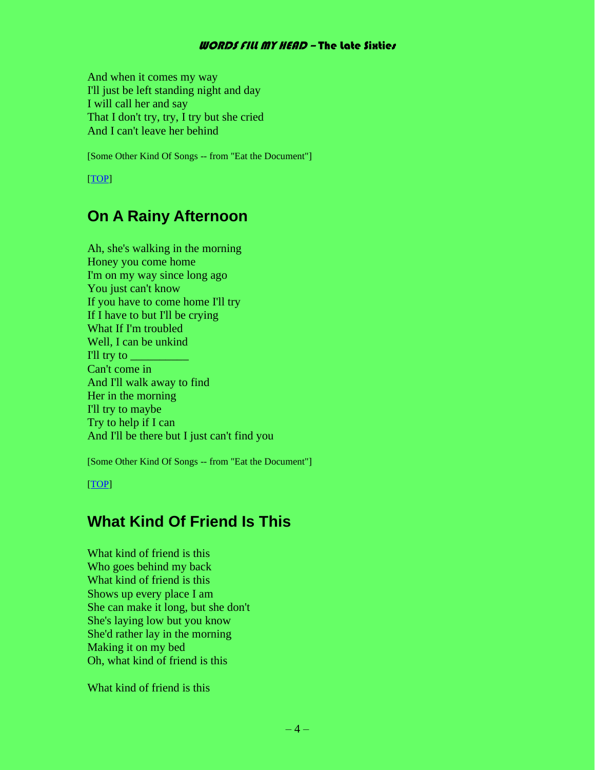And when it comes my way
I'll just be left standing night and day
I will call her and say
That I don't try, try, I try but she cried
And I can't leave her behind

[Some Other Kind Of Songs -- from "Eat the Document"]

[TOP]

## On A Rainy Afternoon

Ah, she's walking in the morning
Honey you come home
I'm on my way since long ago
You just can't know
If you have to come home I'll try
If I have to but I'll be crying
What If I'm troubled
Well, I can be unkind
I'll try to __________
Can't come in
And I'll walk away to find
Her in the morning
I'll try to maybe
Try to help if I can
And I'll be there but I just can't find you

[Some Other Kind Of Songs -- from "Eat the Document"]

[TOP]

## What Kind Of Friend Is This

What kind of friend is this
Who goes behind my back
What kind of friend is this
Shows up every place I am
She can make it long, but she don't
She's laying low but you know
She'd rather lay in the morning
Making it on my bed
Oh, what kind of friend is this

What kind of friend is this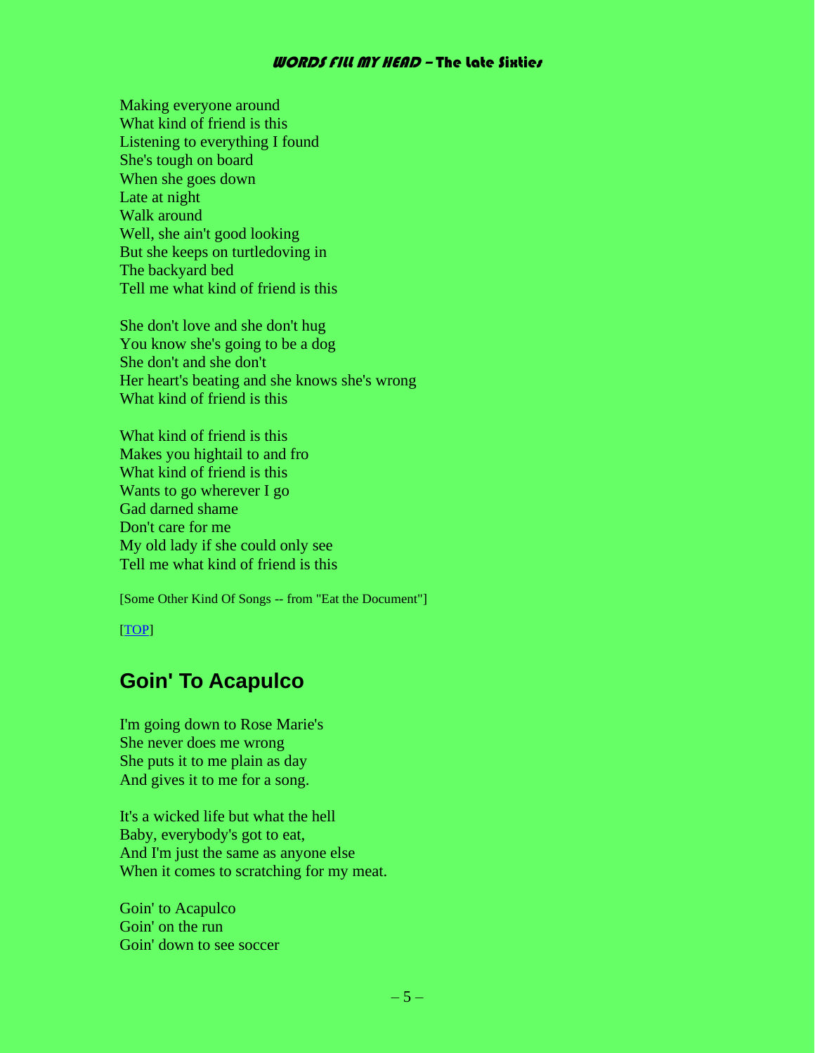Making everyone around
What kind of friend is this
Listening to everything I found
She's tough on board
When she goes down
Late at night
Walk around
Well, she ain't good looking
But she keeps on turtledoving in
The backyard bed
Tell me what kind of friend is this

She don't love and she don't hug
You know she's going to be a dog
She don't and she don't
Her heart's beating and she knows she's wrong
What kind of friend is this

What kind of friend is this
Makes you hightail to and fro
What kind of friend is this
Wants to go wherever I go
Gad darned shame
Don't care for me
My old lady if she could only see
Tell me what kind of friend is this

[Some Other Kind Of Songs -- from "Eat the Document"]

[TOP]

## Goin' To Acapulco

I'm going down to Rose Marie's
She never does me wrong
She puts it to me plain as day
And gives it to me for a song.

It's a wicked life but what the hell
Baby, everybody's got to eat,
And I'm just the same as anyone else
When it comes to scratching for my meat.

Goin' to Acapulco
Goin' on the run
Goin' down to see soccer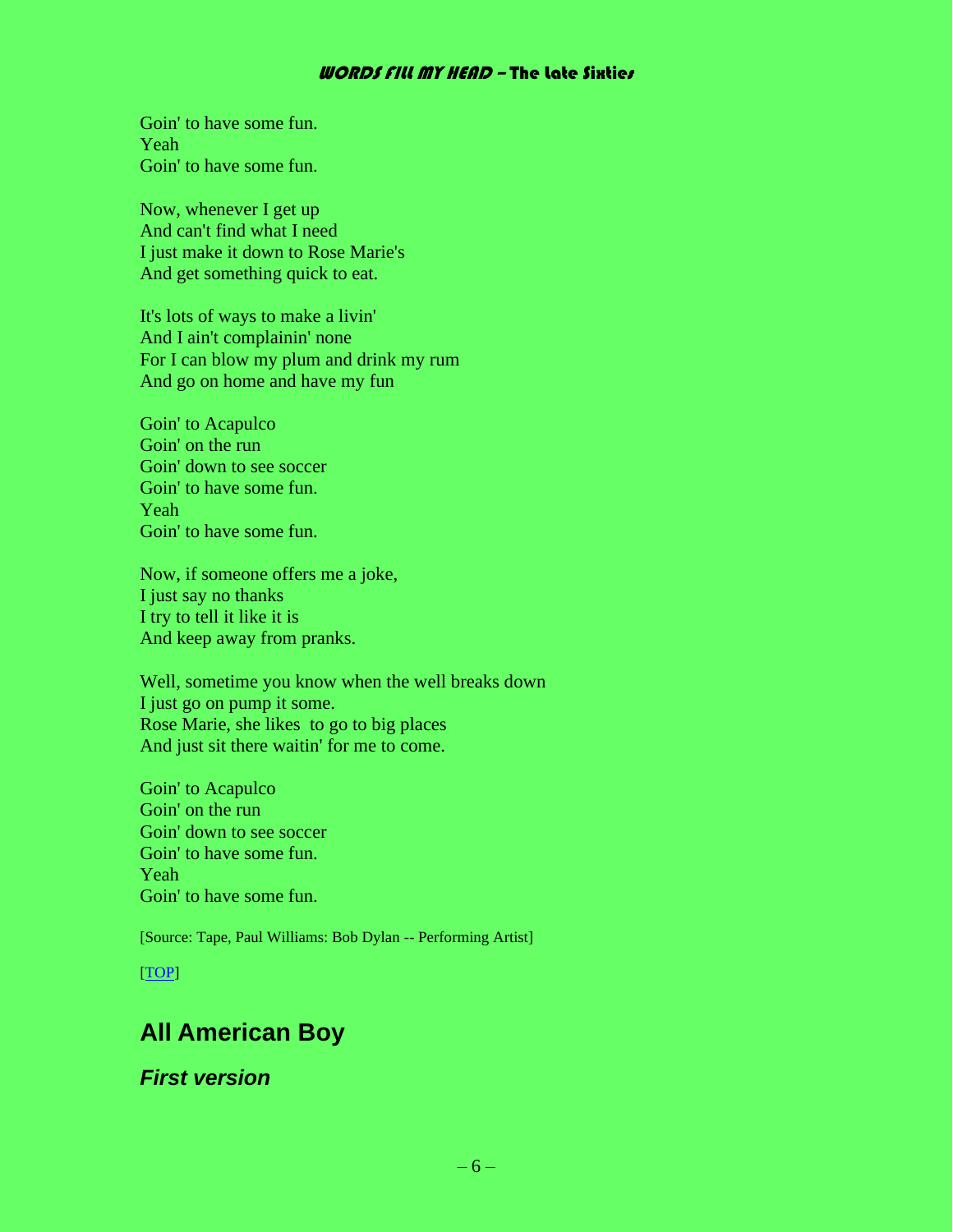Goin' to have some fun.
Yeah
Goin' to have some fun.

Now, whenever I get up
And can't find what I need
I just make it down to Rose Marie's
And get something quick to eat.

It's lots of ways to make a livin'
And I ain't complainin' none
For I can blow my plum and drink my rum
And go on home and have my fun

Goin' to Acapulco
Goin' on the run
Goin' down to see soccer
Goin' to have some fun.
Yeah
Goin' to have some fun.

Now, if someone offers me a joke,
I just say no thanks
I try to tell it like it is
And keep away from pranks.

Well, sometime you know when the well breaks down
I just go on pump it some.
Rose Marie, she likes to go to big places
And just sit there waitin' for me to come.

Goin' to Acapulco
Goin' on the run
Goin' down to see soccer
Goin' to have some fun.
Yeah
Goin' to have some fun.

[Source: Tape, Paul Williams: Bob Dylan -- Performing Artist]

[TOP]

## All American Boy

### *First version*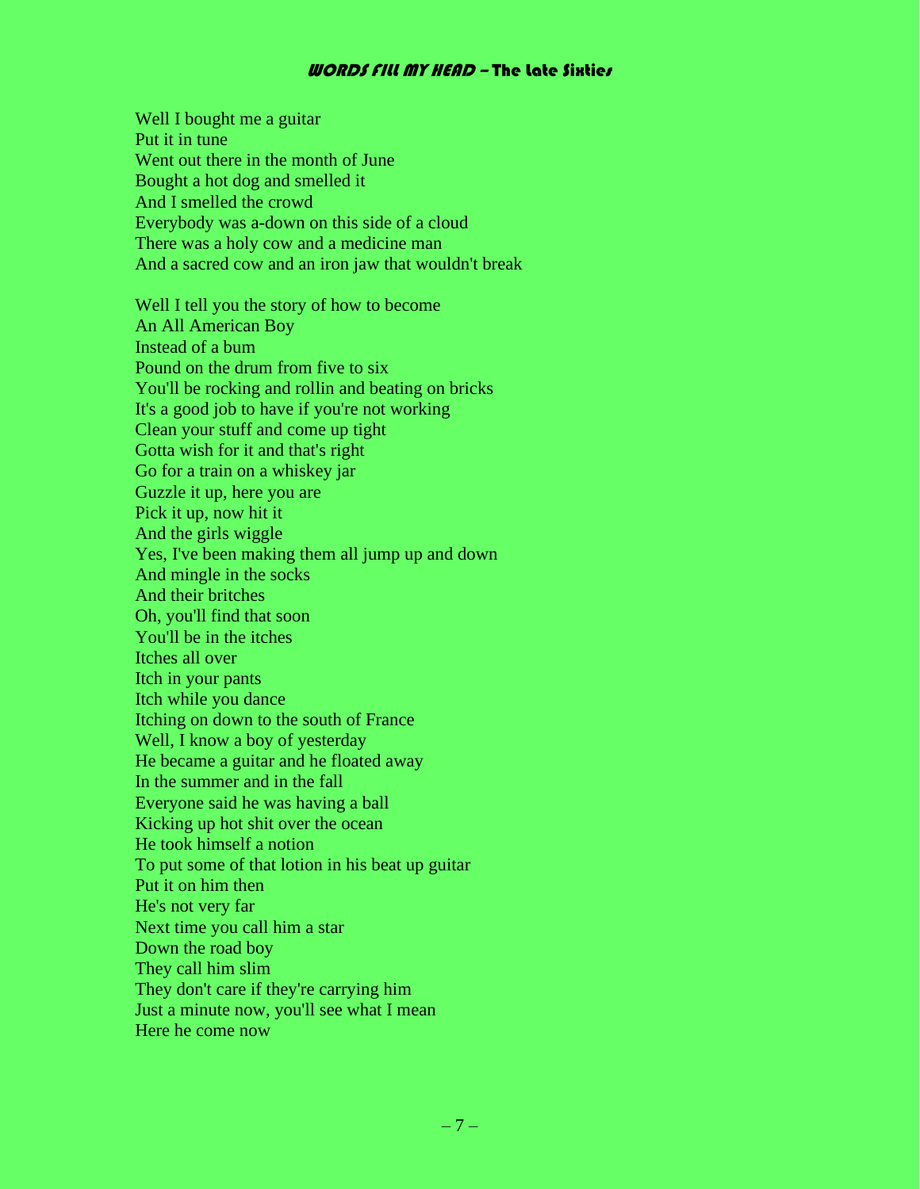Well I bought me a guitar
Put it in tune
Went out there in the month of June
Bought a hot dog and smelled it
And I smelled the crowd
Everybody was a-down on this side of a cloud
There was a holy cow and a medicine man
And a sacred cow and an iron jaw that wouldn't break

Well I tell you the story of how to become
An All American Boy
Instead of a bum
Pound on the drum from five to six
You'll be rocking and rollin and beating on bricks
It's a good job to have if you're not working
Clean your stuff and come up tight
Gotta wish for it and that's right
Go for a train on a whiskey jar
Guzzle it up, here you are
Pick it up, now hit it
And the girls wiggle
Yes, I've been making them all jump up and down
And mingle in the socks
And their britches
Oh, you'll find that soon
You'll be in the itches
Itches all over
Itch in your pants
Itch while you dance
Itching on down to the south of France
Well, I know a boy of yesterday
He became a guitar and he floated away
In the summer and in the fall
Everyone said he was having a ball
Kicking up hot shit over the ocean
He took himself a notion
To put some of that lotion in his beat up guitar
Put it on him then
He's not very far
Next time you call him a star
Down the road boy
They call him slim
They don't care if they're carrying him
Just a minute now, you'll see what I mean
Here he come now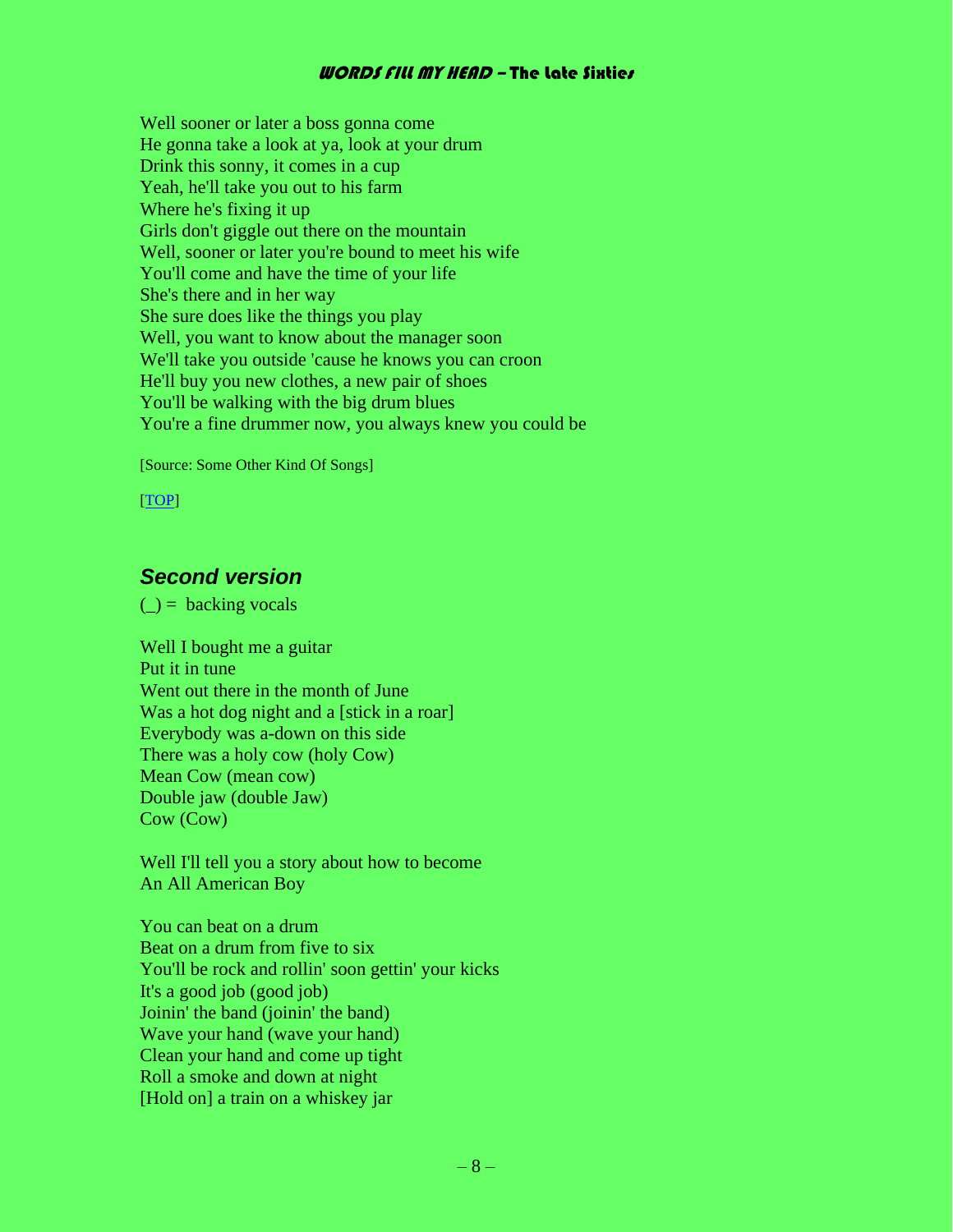Well sooner or later a boss gonna come
He gonna take a look at ya, look at your drum
Drink this sonny, it comes in a cup
Yeah, he'll take you out to his farm
Where he's fixing it up
Girls don't giggle out there on the mountain
Well, sooner or later you're bound to meet his wife
You'll come and have the time of your life
She's there and in her way
She sure does like the things you play
Well, you want to know about the manager soon
We'll take you outside 'cause he knows you can croon
He'll buy you new clothes, a new pair of shoes
You'll be walking with the big drum blues
You're a fine drummer now, you always knew you could be

[Source: Some Other Kind Of Songs]

[TOP]

### *Second version*

(_) = backing vocals

Well I bought me a guitar
Put it in tune
Went out there in the month of June
Was a hot dog night and a [stick in a roar]
Everybody was a-down on this side
There was a holy cow (holy Cow)
Mean Cow (mean cow)
Double jaw (double Jaw)
Cow (Cow)

Well I'll tell you a story about how to become
An All American Boy

You can beat on a drum
Beat on a drum from five to six
You'll be rock and rollin' soon gettin' your kicks
It's a good job (good job)
Joinin' the band (joinin' the band)
Wave your hand (wave your hand)
Clean your hand and come up tight
Roll a smoke and down at night
[Hold on] a train on a whiskey jar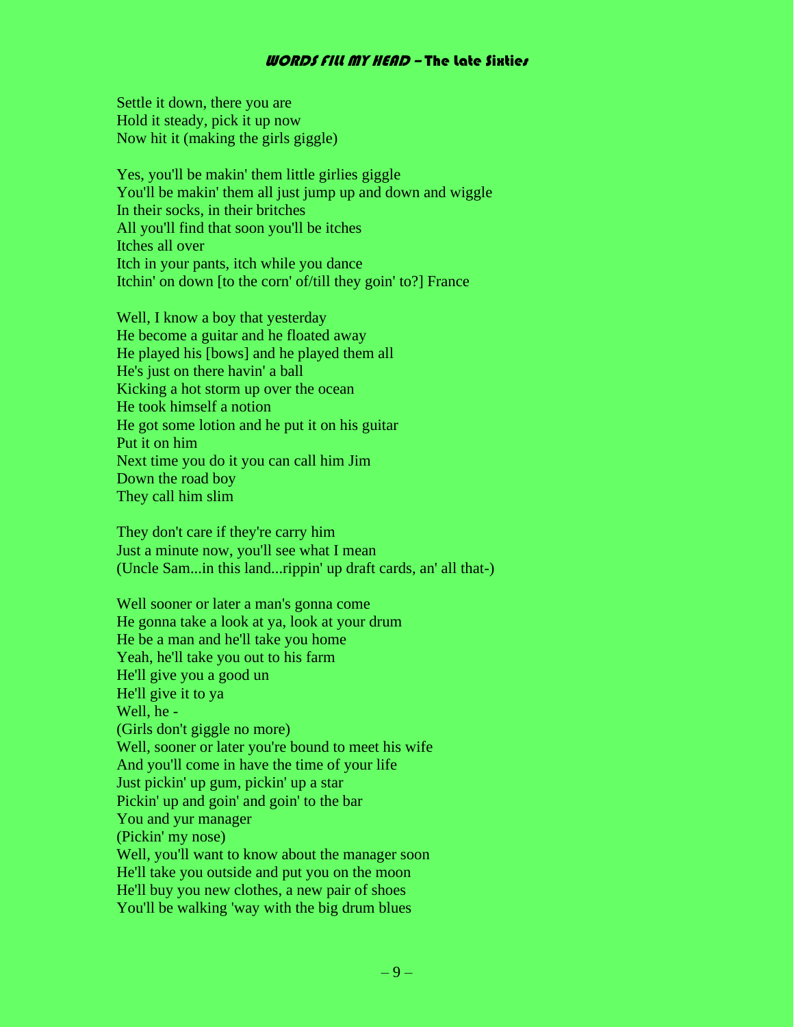Settle it down, there you are
Hold it steady, pick it up now
Now hit it (making the girls giggle)

Yes, you'll be makin' them little girlies giggle
You'll be makin' them all just jump up and down and wiggle
In their socks, in their britches
All you'll find that soon you'll be itches
Itches all over
Itch in your pants, itch while you dance
Itchin' on down [to the corn' of/till they goin' to?] France

Well, I know a boy that yesterday
He become a guitar and he floated away
He played his [bows] and he played them all
He's just on there havin' a ball
Kicking a hot storm up over the ocean
He took himself a notion
He got some lotion and he put it on his guitar
Put it on him
Next time you do it you can call him Jim
Down the road boy
They call him slim

They don't care if they're carry him
Just a minute now, you'll see what I mean
(Uncle Sam...in this land...rippin' up draft cards, an' all that-)

Well sooner or later a man's gonna come
He gonna take a look at ya, look at your drum
He be a man and he'll take you home
Yeah, he'll take you out to his farm
He'll give you a good un
He'll give it to ya
Well, he -
(Girls don't giggle no more)
Well, sooner or later you're bound to meet his wife
And you'll come in have the time of your life
Just pickin' up gum, pickin' up a star
Pickin' up and goin' and goin' to the bar
You and yur manager
(Pickin' my nose)
Well, you'll want to know about the manager soon
He'll take you outside and put you on the moon
He'll buy you new clothes, a new pair of shoes
You'll be walking 'way with the big drum blues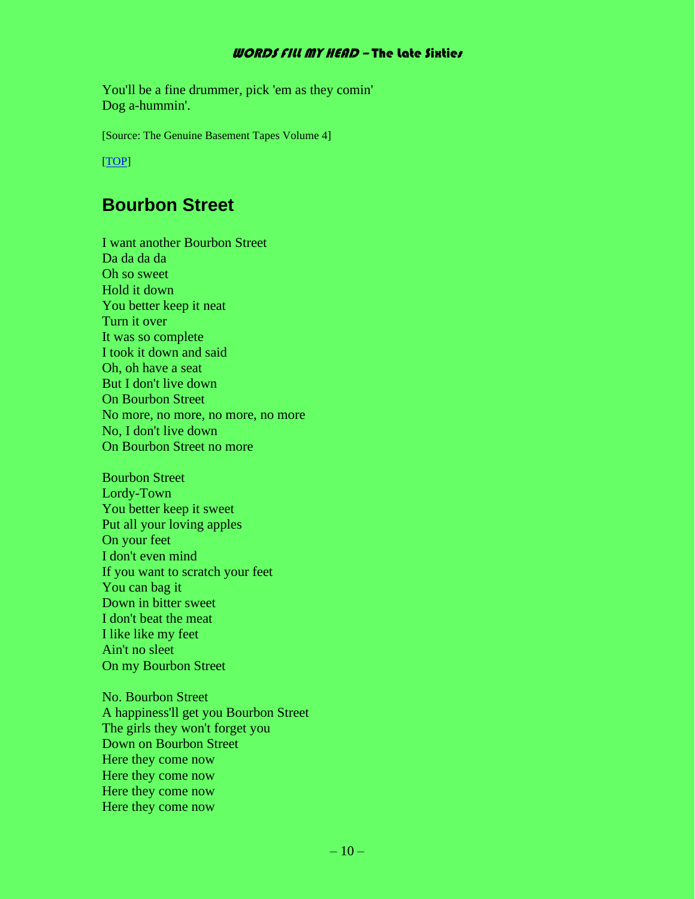You'll be a fine drummer, pick 'em as they comin'
Dog a-hummin'.

[Source: The Genuine Basement Tapes Volume 4]

[TOP]

## Bourbon Street

I want another Bourbon Street
Da da da da
Oh so sweet
Hold it down
You better keep it neat
Turn it over
It was so complete
I took it down and said
Oh, oh have a seat
But I don't live down
On Bourbon Street
No more, no more, no more, no more
No, I don't live down
On Bourbon Street no more

Bourbon Street
Lordy-Town
You better keep it sweet
Put all your loving apples
On your feet
I don't even mind
If you want to scratch your feet
You can bag it
Down in bitter sweet
I don't beat the meat
I like like my feet
Ain't no sleet
On my Bourbon Street

No. Bourbon Street
A happiness'll get you Bourbon Street
The girls they won't forget you
Down on Bourbon Street
Here they come now
Here they come now
Here they come now
Here they come now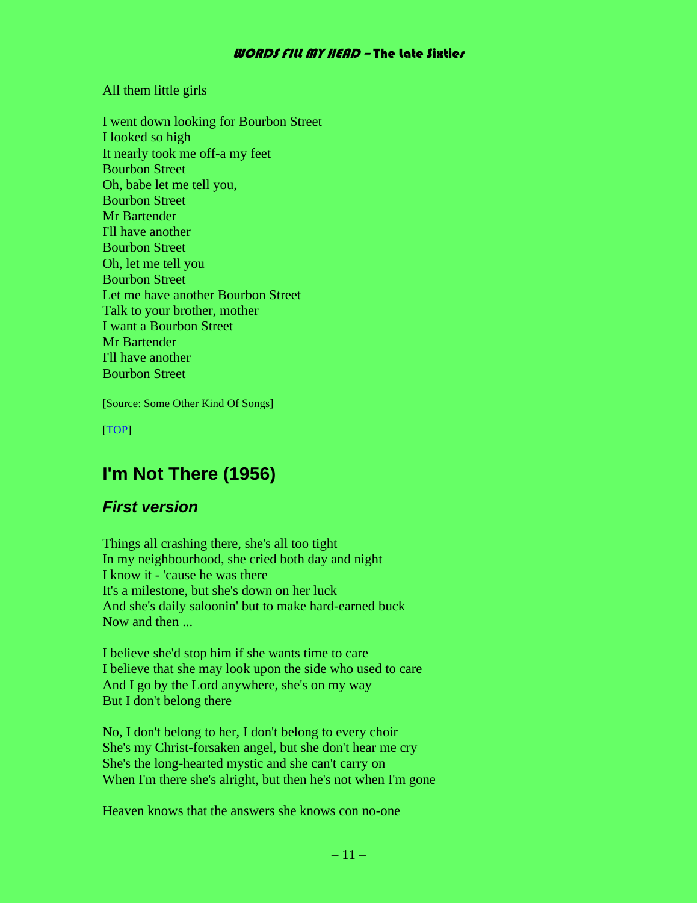All them little girls

I went down looking for Bourbon Street
I looked so high
It nearly took me off-a my feet
Bourbon Street
Oh, babe let me tell you,
Bourbon Street
Mr Bartender
I'll have another
Bourbon Street
Oh, let me tell you
Bourbon Street
Let me have another Bourbon Street
Talk to your brother, mother
I want a Bourbon Street
Mr Bartender
I'll have another
Bourbon Street

[Source: Some Other Kind Of Songs]

[TOP]

## I'm Not There (1956)

### *First version*

Things all crashing there, she's all too tight
In my neighbourhood, she cried both day and night
I know it - 'cause he was there
It's a milestone, but she's down on her luck
And she's daily saloonin' but to make hard-earned buck
Now and then ...

I believe she'd stop him if she wants time to care
I believe that she may look upon the side who used to care
And I go by the Lord anywhere, she's on my way
But I don't belong there

No, I don't belong to her, I don't belong to every choir
She's my Christ-forsaken angel, but she don't hear me cry
She's the long-hearted mystic and she can't carry on
When I'm there she's alright, but then he's not when I'm gone

Heaven knows that the answers she knows con no-one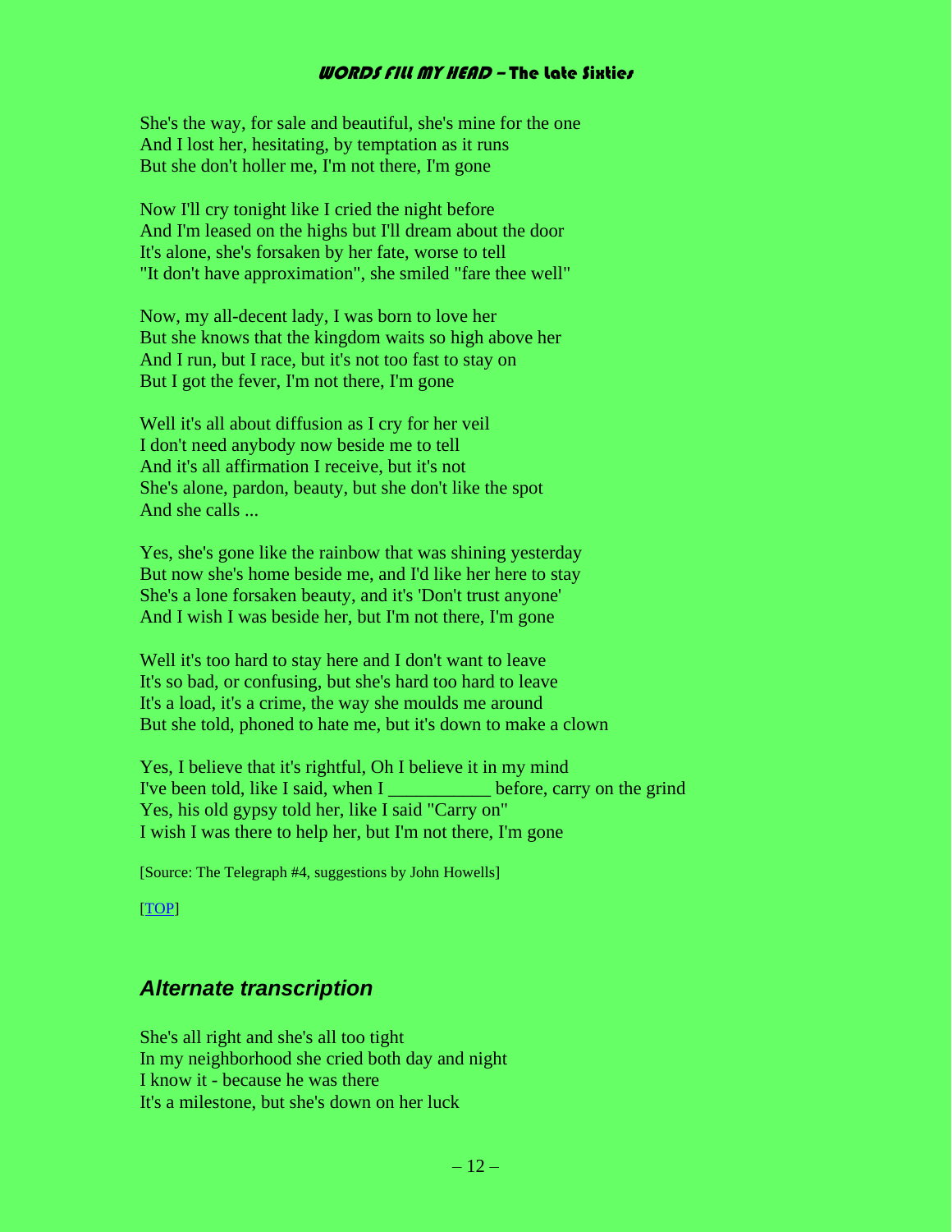She's the way, for sale and beautiful, she's mine for the one
And I lost her, hesitating, by temptation as it runs
But she don't holler me, I'm not there, I'm gone

Now I'll cry tonight like I cried the night before
And I'm leased on the highs but I'll dream about the door
It's alone, she's forsaken by her fate, worse to tell
"It don't have approximation", she smiled "fare thee well"

Now, my all-decent lady, I was born to love her
But she knows that the kingdom waits so high above her
And I run, but I race, but it's not too fast to stay on
But I got the fever, I'm not there, I'm gone

Well it's all about diffusion as I cry for her veil
I don't need anybody now beside me to tell
And it's all affirmation I receive, but it's not
She's alone, pardon, beauty, but she don't like the spot
And she calls ...

Yes, she's gone like the rainbow that was shining yesterday
But now she's home beside me, and I'd like her here to stay
She's a lone forsaken beauty, and it's 'Don't trust anyone'
And I wish I was beside her, but I'm not there, I'm gone

Well it's too hard to stay here and I don't want to leave
It's so bad, or confusing, but she's hard too hard to leave
It's a load, it's a crime, the way she moulds me around
But she told, phoned to hate me, but it's down to make a clown

Yes, I believe that it's rightful, Oh I believe it in my mind
I've been told, like I said, when I ___________ before, carry on the grind
Yes, his old gypsy told her, like I said "Carry on"
I wish I was there to help her, but I'm not there, I'm gone

[Source: The Telegraph #4, suggestions by John Howells]

[TOP]

## *Alternate transcription*

She's all right and she's all too tight
In my neighborhood she cried both day and night
I know it - because he was there
It's a milestone, but she's down on her luck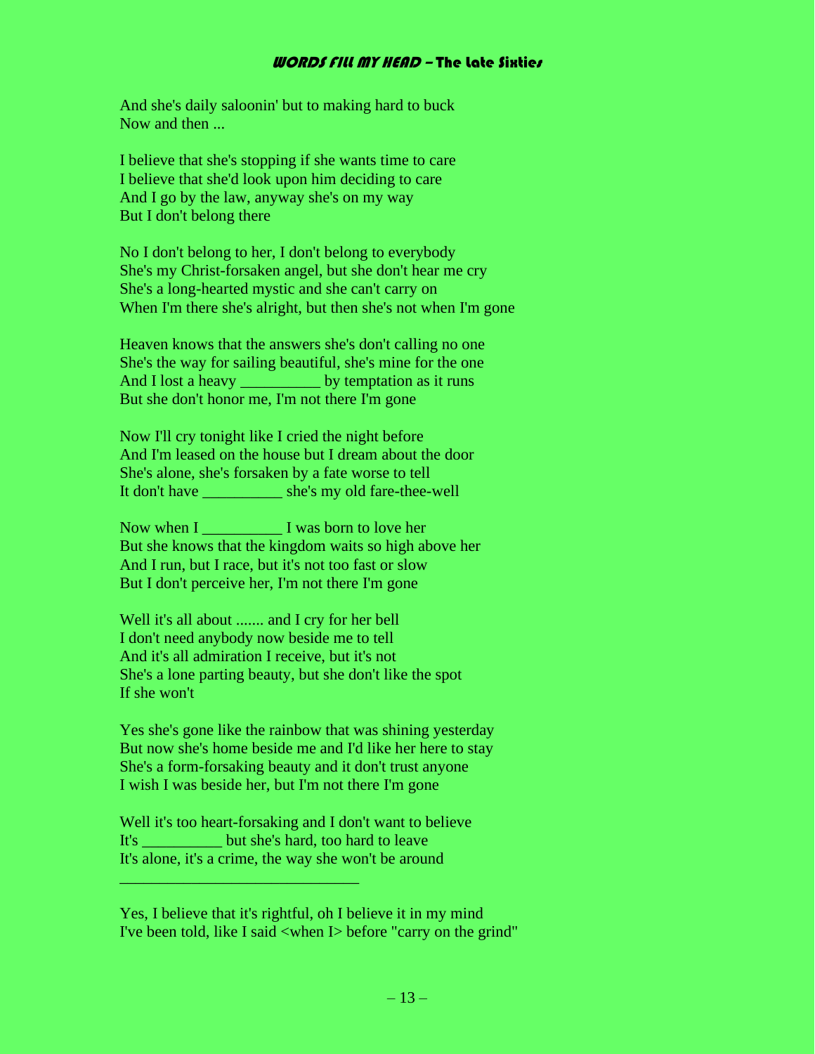And she's daily saloonin' but to making hard to buck
Now and then ...

I believe that she's stopping if she wants time to care
I believe that she'd look upon him deciding to care
And I go by the law, anyway she's on my way
But I don't belong there

No I don't belong to her, I don't belong to everybody
She's my Christ-forsaken angel, but she don't hear me cry
She's a long-hearted mystic and she can't carry on
When I'm there she's alright, but then she's not when I'm gone

Heaven knows that the answers she's don't calling no one
She's the way for sailing beautiful, she's mine for the one
And I lost a heavy __________ by temptation as it runs
But she don't honor me, I'm not there I'm gone

Now I'll cry tonight like I cried the night before
And I'm leased on the house but I dream about the door
She's alone, she's forsaken by a fate worse to tell
It don't have __________ she's my old fare-thee-well

Now when I __________ I was born to love her
But she knows that the kingdom waits so high above her
And I run, but I race, but it's not too fast or slow
But I don't perceive her, I'm not there I'm gone

Well it's all about ....... and I cry for her bell
I don't need anybody now beside me to tell
And it's all admiration I receive, but it's not
She's a lone parting beauty, but she don't like the spot
If she won't

Yes she's gone like the rainbow that was shining yesterday
But now she's home beside me and I'd like her here to stay
She's a form-forsaking beauty and it don't trust anyone
I wish I was beside her, but I'm not there I'm gone

Well it's too heart-forsaking and I don't want to believe
It's __________ but she's hard, too hard to leave
It's alone, it's a crime, the way she won't be around
______________________________

Yes, I believe that it's rightful, oh I believe it in my mind
I've been told, like I said <when I> before "carry on the grind"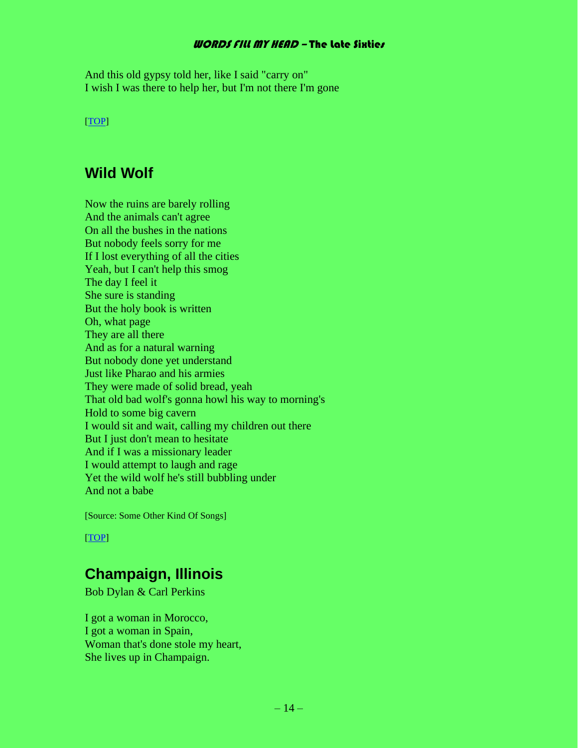And this old gypsy told her, like I said "carry on"
I wish I was there to help her, but I'm not there I'm gone

[TOP]

## Wild Wolf

Now the ruins are barely rolling
And the animals can't agree
On all the bushes in the nations
But nobody feels sorry for me
If I lost everything of all the cities
Yeah, but I can't help this smog
The day I feel it
She sure is standing
But the holy book is written
Oh, what page
They are all there
And as for a natural warning
But nobody done yet understand
Just like Pharao and his armies
They were made of solid bread, yeah
That old bad wolf's gonna howl his way to morning's
Hold to some big cavern
I would sit and wait, calling my children out there
But I just don't mean to hesitate
And if I was a missionary leader
I would attempt to laugh and rage
Yet the wild wolf he's still bubbling under
And not a babe

[Source: Some Other Kind Of Songs]

[TOP]

## Champaign, Illinois

Bob Dylan & Carl Perkins

I got a woman in Morocco,
I got a woman in Spain,
Woman that's done stole my heart,
She lives up in Champaign.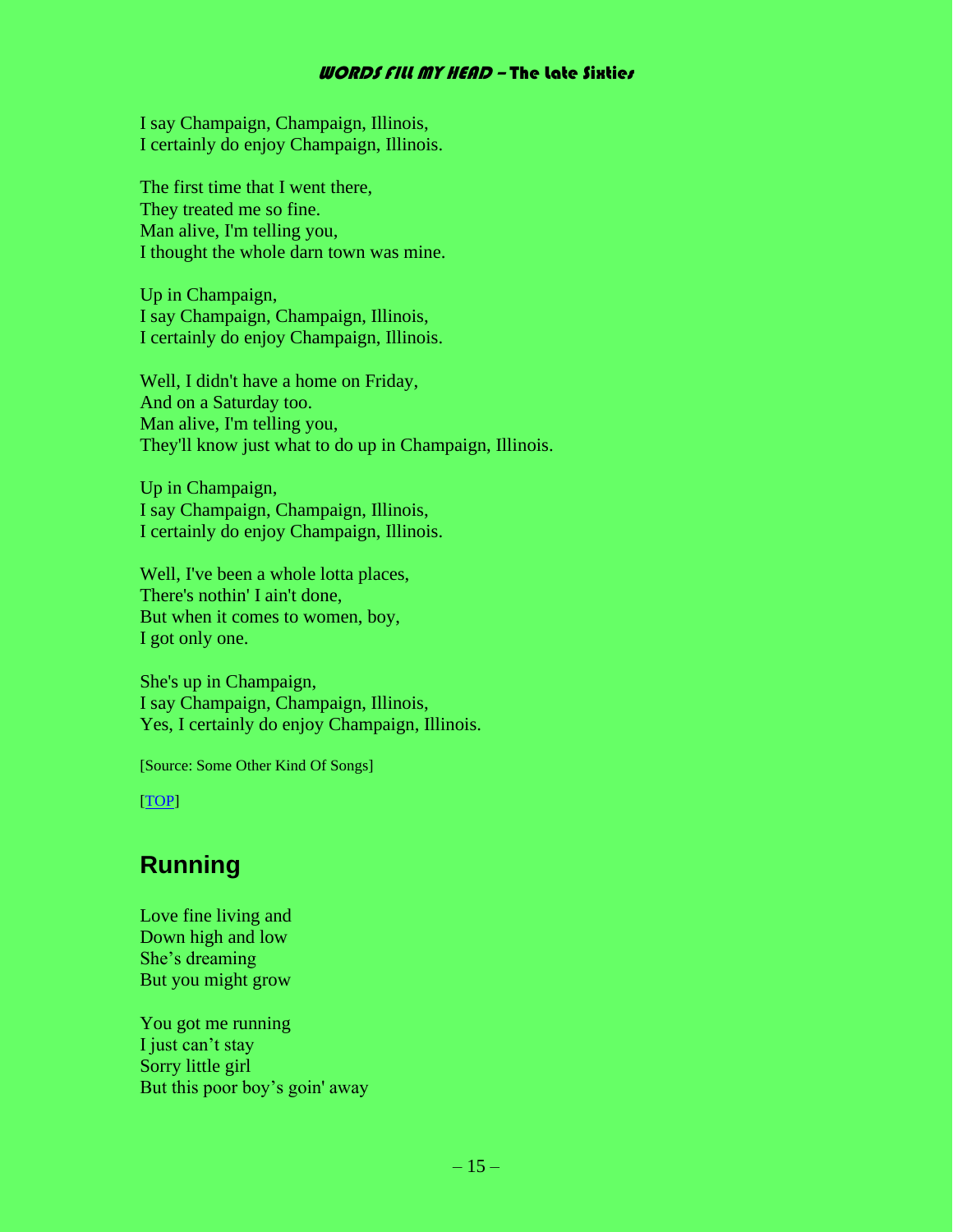I say Champaign, Champaign, Illinois,
I certainly do enjoy Champaign, Illinois.

The first time that I went there,
They treated me so fine.
Man alive, I'm telling you,
I thought the whole darn town was mine.

Up in Champaign,
I say Champaign, Champaign, Illinois,
I certainly do enjoy Champaign, Illinois.

Well, I didn't have a home on Friday,
And on a Saturday too.
Man alive, I'm telling you,
They'll know just what to do up in Champaign, Illinois.

Up in Champaign,
I say Champaign, Champaign, Illinois,
I certainly do enjoy Champaign, Illinois.

Well, I've been a whole lotta places,
There's nothin' I ain't done,
But when it comes to women, boy,
I got only one.

She's up in Champaign,
I say Champaign, Champaign, Illinois,
Yes, I certainly do enjoy Champaign, Illinois.

[Source: Some Other Kind Of Songs]

[TOP]

## Running

Love fine living and
Down high and low
She's dreaming
But you might grow

You got me running
I just can't stay
Sorry little girl
But this poor boy's goin' away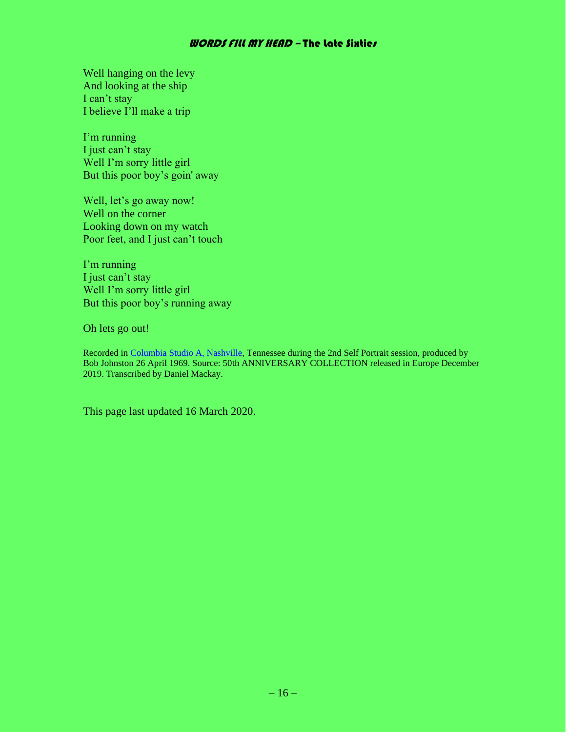Well hanging on the levy
And looking at the ship
I can't stay
I believe I'll make a trip

I'm running
I just can't stay
Well I'm sorry little girl
But this poor boy's goin' away

Well, let's go away now!
Well on the corner
Looking down on my watch
Poor feet, and I just can't touch

I'm running
I just can't stay
Well I'm sorry little girl
But this poor boy's running away

Oh lets go out!

Recorded in [Columbia Studio A, Nashville](), Tennessee during the 2nd Self Portrait session, produced by Bob Johnston 26 April 1969. Source: 50th ANNIVERSARY COLLECTION released in Europe December 2019. Transcribed by Daniel Mackay.

This page last updated 16 March 2020.